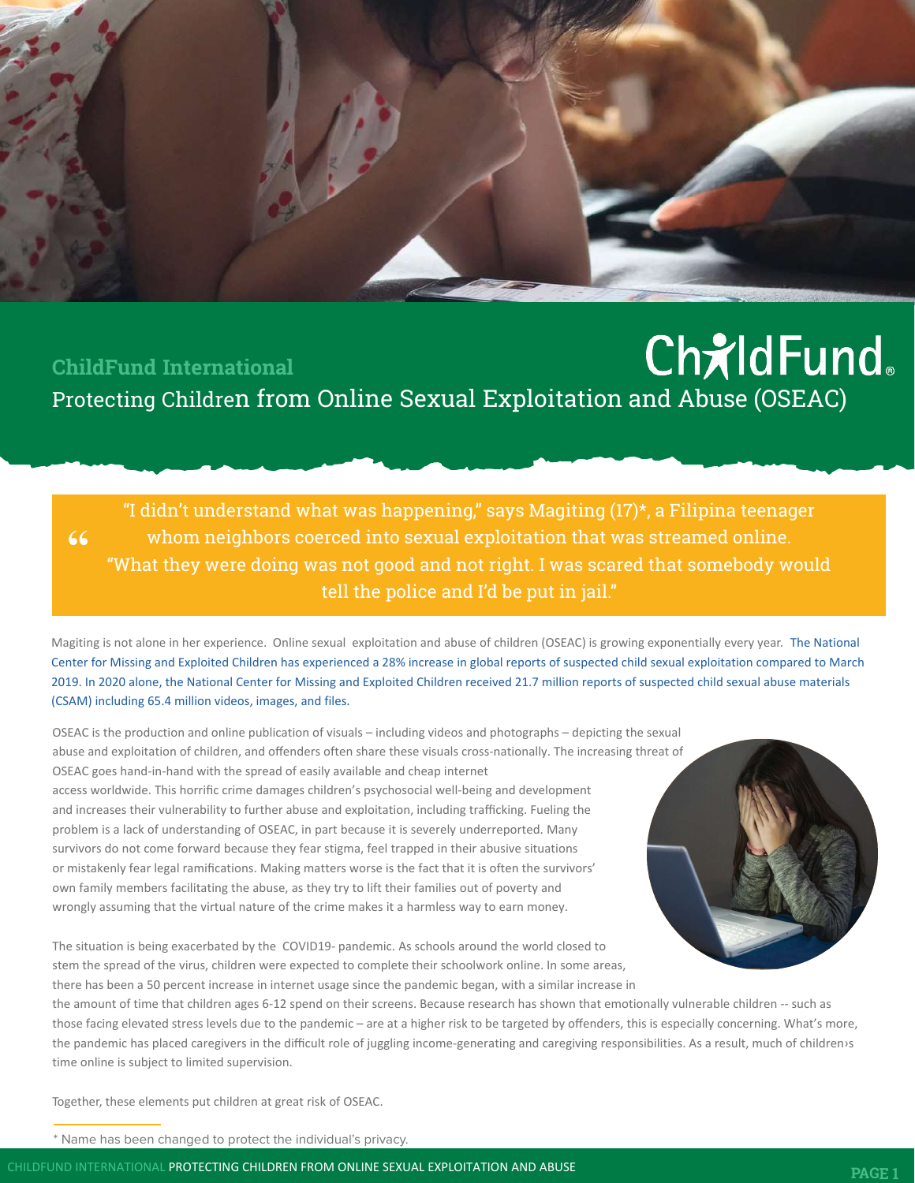ChildFund

## ChildFund International

# Protecting Children from Online Sexual Exploitation and Abuse (OSEAC)

> "I didn't understand what was happening," says Magiting (17)*, a Filipina teenager whom neighbors coerced into sexual exploitation that was streamed online. "What they were doing was not good and not right. I was scared that somebody would tell the police and I'd be put in jail."

Magiting is not alone in her experience. Online sexual exploitation and abuse of children (OSEAC) is growing exponentially every year. The National Center for Missing and Exploited Children has experienced a 28% increase in global reports of suspected child sexual exploitation compared to March 2019. In 2020 alone, the National Center for Missing and Exploited Children received 21.7 million reports of suspected child sexual abuse materials (CSAM) including 65.4 million videos, images, and files.

OSEAC is the production and online publication of visuals – including videos and photographs – depicting the sexual abuse and exploitation of children, and offenders often share these visuals cross-nationally. The increasing threat of OSEAC goes hand-in-hand with the spread of easily available and cheap internet access worldwide. This horrific crime damages children's psychosocial well-being and development and increases their vulnerability to further abuse and exploitation, including trafficking. Fueling the problem is a lack of understanding of OSEAC, in part because it is severely underreported. Many survivors do not come forward because they fear stigma, feel trapped in their abusive situations or mistakenly fear legal ramifications. Making matters worse is the fact that it is often the survivors' own family members facilitating the abuse, as they try to lift their families out of poverty and wrongly assuming that the virtual nature of the crime makes it a harmless way to earn money.

The situation is being exacerbated by the COVID19- pandemic. As schools around the world closed to stem the spread of the virus, children were expected to complete their schoolwork online. In some areas, there has been a 50 percent increase in internet usage since the pandemic began, with a similar increase in the amount of time that children ages 6-12 spend on their screens. Because research has shown that emotionally vulnerable children -- such as those facing elevated stress levels due to the pandemic – are at a higher risk to be targeted by offenders, this is especially concerning. What's more, the pandemic has placed caregivers in the difficult role of juggling income-generating and caregiving responsibilities. As a result, much of children›s time online is subject to limited supervision.

Together, these elements put children at great risk of OSEAC.

---

\* Name has been changed to protect the individual's privacy.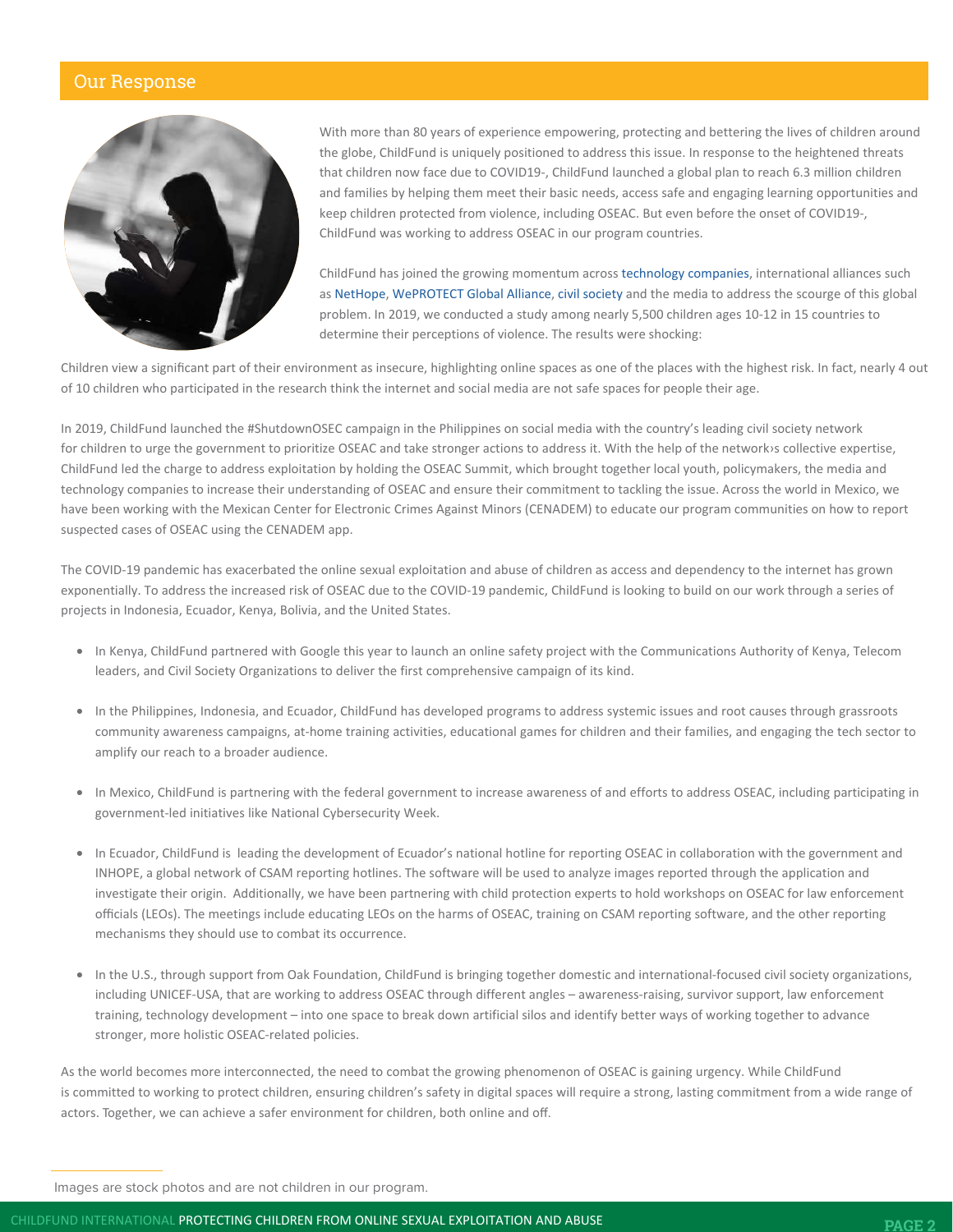## Our Response

With more than 80 years of experience empowering, protecting and bettering the lives of children around the globe, ChildFund is uniquely positioned to address this issue. In response to the heightened threats that children now face due to COVID19-, ChildFund launched a global plan to reach 6.3 million children and families by helping them meet their basic needs, access safe and engaging learning opportunities and keep children protected from violence, including OSEAC. But even before the onset of COVID19-, ChildFund was working to address OSEAC in our program countries.

ChildFund has joined the growing momentum across technology companies, international alliances such as NetHope, WePROTECT Global Alliance, civil society and the media to address the scourge of this global problem. In 2019, we conducted a study among nearly 5,500 children ages 10-12 in 15 countries to determine their perceptions of violence. The results were shocking:

Children view a significant part of their environment as insecure, highlighting online spaces as one of the places with the highest risk. In fact, nearly 4 out of 10 children who participated in the research think the internet and social media are not safe spaces for people their age.

In 2019, ChildFund launched the #ShutdownOSEC campaign in the Philippines on social media with the country's leading civil society network for children to urge the government to prioritize OSEAC and take stronger actions to address it. With the help of the network›s collective expertise, ChildFund led the charge to address exploitation by holding the OSEAC Summit, which brought together local youth, policymakers, the media and technology companies to increase their understanding of OSEAC and ensure their commitment to tackling the issue. Across the world in Mexico, we have been working with the Mexican Center for Electronic Crimes Against Minors (CENADEM) to educate our program communities on how to report suspected cases of OSEAC using the CENADEM app.

The COVID-19 pandemic has exacerbated the online sexual exploitation and abuse of children as access and dependency to the internet has grown exponentially. To address the increased risk of OSEAC due to the COVID-19 pandemic, ChildFund is looking to build on our work through a series of projects in Indonesia, Ecuador, Kenya, Bolivia, and the United States.

- In Kenya, ChildFund partnered with Google this year to launch an online safety project with the Communications Authority of Kenya, Telecom leaders, and Civil Society Organizations to deliver the first comprehensive campaign of its kind.
- In the Philippines, Indonesia, and Ecuador, ChildFund has developed programs to address systemic issues and root causes through grassroots community awareness campaigns, at-home training activities, educational games for children and their families, and engaging the tech sector to amplify our reach to a broader audience.
- In Mexico, ChildFund is partnering with the federal government to increase awareness of and efforts to address OSEAC, including participating in government-led initiatives like National Cybersecurity Week.
- In Ecuador, ChildFund is leading the development of Ecuador's national hotline for reporting OSEAC in collaboration with the government and INHOPE, a global network of CSAM reporting hotlines. The software will be used to analyze images reported through the application and investigate their origin. Additionally, we have been partnering with child protection experts to hold workshops on OSEAC for law enforcement officials (LEOs). The meetings include educating LEOs on the harms of OSEAC, training on CSAM reporting software, and the other reporting mechanisms they should use to combat its occurrence.
- In the U.S., through support from Oak Foundation, ChildFund is bringing together domestic and international-focused civil society organizations, including UNICEF-USA, that are working to address OSEAC through different angles – awareness-raising, survivor support, law enforcement training, technology development – into one space to break down artificial silos and identify better ways of working together to advance stronger, more holistic OSEAC-related policies.

As the world becomes more interconnected, the need to combat the growing phenomenon of OSEAC is gaining urgency. While ChildFund is committed to working to protect children, ensuring children's safety in digital spaces will require a strong, lasting commitment from a wide range of actors. Together, we can achieve a safer environment for children, both online and off.

Images are stock photos and are not children in our program.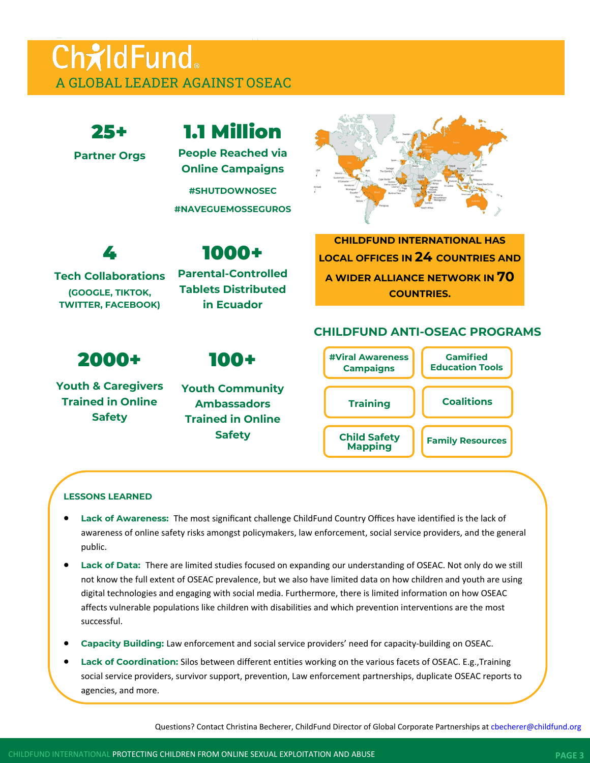# ChildFund

## A GLOBAL LEADER AGAINST OSEAC

**25+**
Partner Orgs

**1.1 Million**
People Reached via Online Campaigns
#SHUTDOWNOSEC
#NAVEGUEMOSSEGUROS

**4**
Tech Collaborations
(GOOGLE, TIKTOK, TWITTER, FACEBOOK)

**1000+**
Parental-Controlled Tablets Distributed in Ecuador

**2000+**
Youth & Caregivers Trained in Online Safety

**100+**
Youth Community Ambassadors Trained in Online Safety

**CHILDFUND INTERNATIONAL HAS LOCAL OFFICES IN 24 COUNTRIES AND A WIDER ALLIANCE NETWORK IN 70 COUNTRIES.**

### CHILDFUND ANTI-OSEAC PROGRAMS

- #Viral Awareness Campaigns
- Gamified Education Tools
- Training
- Coalitions
- Child Safety Mapping
- Family Resources

### LESSONS LEARNED

- **Lack of Awareness:** The most significant challenge ChildFund Country Offices have identified is the lack of awareness of online safety risks amongst policymakers, law enforcement, social service providers, and the general public.
- **Lack of Data:** There are limited studies focused on expanding our understanding of OSEAC. Not only do we still not know the full extent of OSEAC prevalence, but we also have limited data on how children and youth are using digital technologies and engaging with social media. Furthermore, there is limited information on how OSEAC affects vulnerable populations like children with disabilities and which prevention interventions are the most successful.
- **Capacity Building:** Law enforcement and social service providers' need for capacity-building on OSEAC.
- **Lack of Coordination:** Silos between different entities working on the various facets of OSEAC. E.g.,Training social service providers, survivor support, prevention, Law enforcement partnerships, duplicate OSEAC reports to agencies, and more.

Questions? Contact Christina Becherer, ChildFund Director of Global Corporate Partnerships at cbecherer@childfund.org